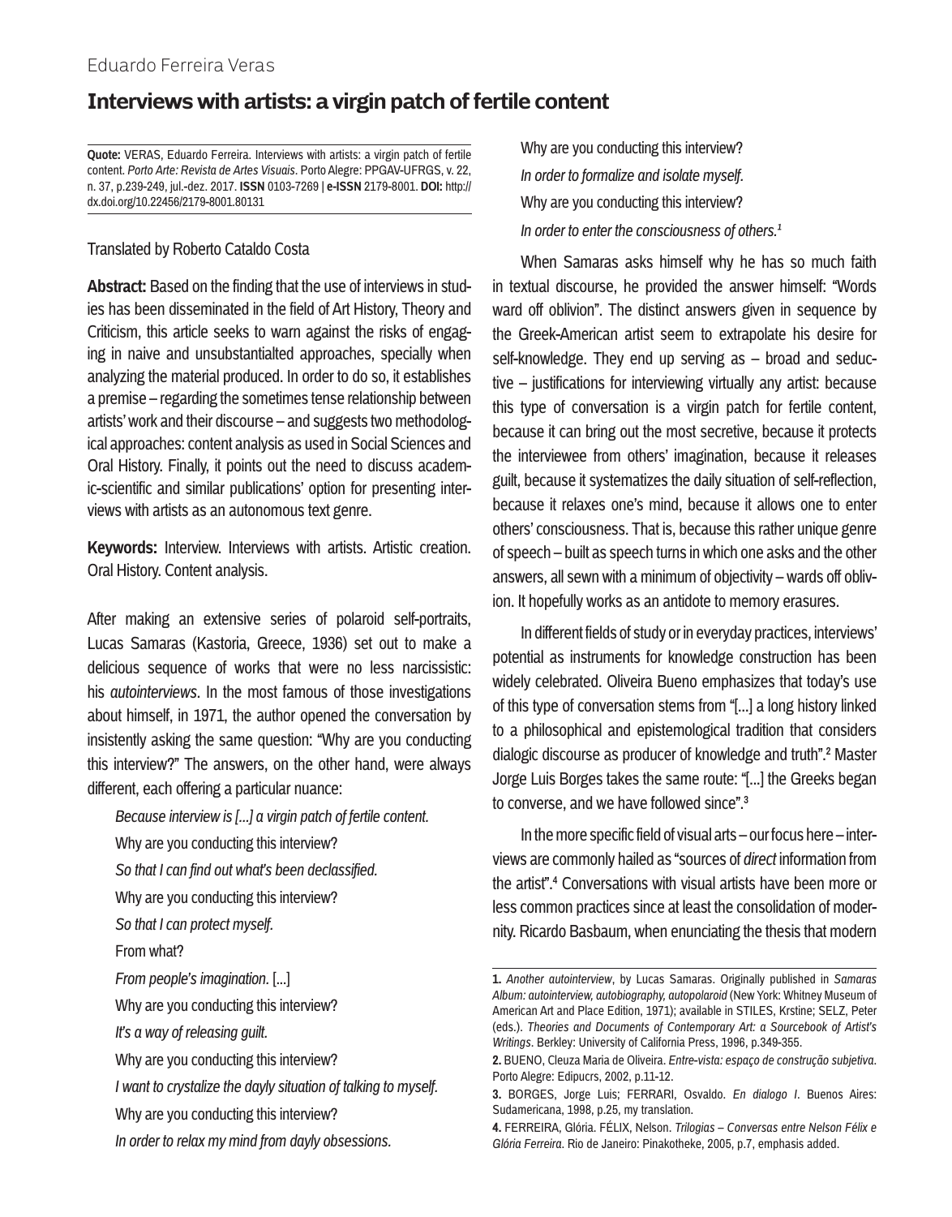Eduardo Ferreira Veras

# Interviews with artists: a virgin patch of fertile content

**Quote:** VERAS, Eduardo Ferreira. Interviews with artists: a virgin patch of fertile content. *Porto Arte: Revista de Artes Visuais*. Porto Alegre: PPGAV-UFRGS, v. 22, n. 37, p.239-249, jul.-dez. 2017. **ISSN** 0103-7269 | **e-ISSN** 2179-8001. **DOI:** http://dx.doi.org/10.22456/2179-8001.80131

Translated by Roberto Cataldo Costa

**Abstract:** Based on the finding that the use of interviews in studies has been disseminated in the field of Art History, Theory and Criticism, this article seeks to warn against the risks of engaging in naive and unsubstantialted approaches, specially when analyzing the material produced. In order to do so, it establishes a premise – regarding the sometimes tense relationship between artists' work and their discourse – and suggests two methodological approaches: content analysis as used in Social Sciences and Oral History. Finally, it points out the need to discuss academic-scientific and similar publications' option for presenting interviews with artists as an autonomous text genre.

**Keywords:** Interview. Interviews with artists. Artistic creation. Oral History. Content analysis.

After making an extensive series of polaroid self-portraits, Lucas Samaras (Kastoria, Greece, 1936) set out to make a delicious sequence of works that were no less narcissistic: his *autointerviews*. In the most famous of those investigations about himself, in 1971, the author opened the conversation by insistently asking the same question: "Why are you conducting this interview?" The answers, on the other hand, were always different, each offering a particular nuance:

> *Because interview is [...] a virgin patch of fertile content.*
>
> Why are you conducting this interview?
>
> *So that I can find out what's been declassified.*
>
> Why are you conducting this interview?
>
> *So that I can protect myself.*
>
> From what?
>
> *From people's imagination.* [...]
>
> Why are you conducting this interview?
>
> *It's a way of releasing guilt.*
>
> Why are you conducting this interview?
>
> *I want to crystalize the dayly situation of talking to myself.*
>
> Why are you conducting this interview?
>
> *In order to relax my mind from dayly obsessions.*
>
> Why are you conducting this interview?
>
> *In order to formalize and isolate myself.*
>
> Why are you conducting this interview?
>
> *In order to enter the consciousness of others.*[1]

When Samaras asks himself why he has so much faith in textual discourse, he provided the answer himself: "Words ward off oblivion". The distinct answers given in sequence by the Greek-American artist seem to extrapolate his desire for self-knowledge. They end up serving as – broad and seductive – justifications for interviewing virtually any artist: because this type of conversation is a virgin patch for fertile content, because it can bring out the most secretive, because it protects the interviewee from others' imagination, because it releases guilt, because it systematizes the daily situation of self-reflection, because it relaxes one's mind, because it allows one to enter others' consciousness. That is, because this rather unique genre of speech – built as speech turns in which one asks and the other answers, all sewn with a minimum of objectivity – wards off oblivion. It hopefully works as an antidote to memory erasures.

In different fields of study or in everyday practices, interviews' potential as instruments for knowledge construction has been widely celebrated. Oliveira Bueno emphasizes that today's use of this type of conversation stems from "[...] a long history linked to a philosophical and epistemological tradition that considers dialogic discourse as producer of knowledge and truth".[2] Master Jorge Luis Borges takes the same route: "[...] the Greeks began to converse, and we have followed since".[3]

In the more specific field of visual arts – our focus here – interviews are commonly hailed as "sources of *direct* information from the artist".[4] Conversations with visual artists have been more or less common practices since at least the consolidation of modernity. Ricardo Basbaum, when enunciating the thesis that modern

---

**1.** *Another autointerview*, by Lucas Samaras. Originally published in *Samaras Album: autointerview, autobiography, autopolaroid* (New York: Whitney Museum of American Art and Place Edition, 1971); available in STILES, Krstine; SELZ, Peter (eds.). *Theories and Documents of Contemporary Art: a Sourcebook of Artist's Writings*. Berkley: University of California Press, 1996, p.349-355.

**2.** BUENO, Cleuza Maria de Oliveira. *Entre-vista: espaço de construção subjetiva*. Porto Alegre: Edipucrs, 2002, p.11-12.

**3.** BORGES, Jorge Luis; FERRARI, Osvaldo. *En dialogo I*. Buenos Aires: Sudamericana, 1998, p.25, my translation.

**4.** FERREIRA, Glória. FÉLIX, Nelson. *Trilogias – Conversas entre Nelson Félix e Glória Ferreira*. Rio de Janeiro: Pinakotheke, 2005, p.7, emphasis added.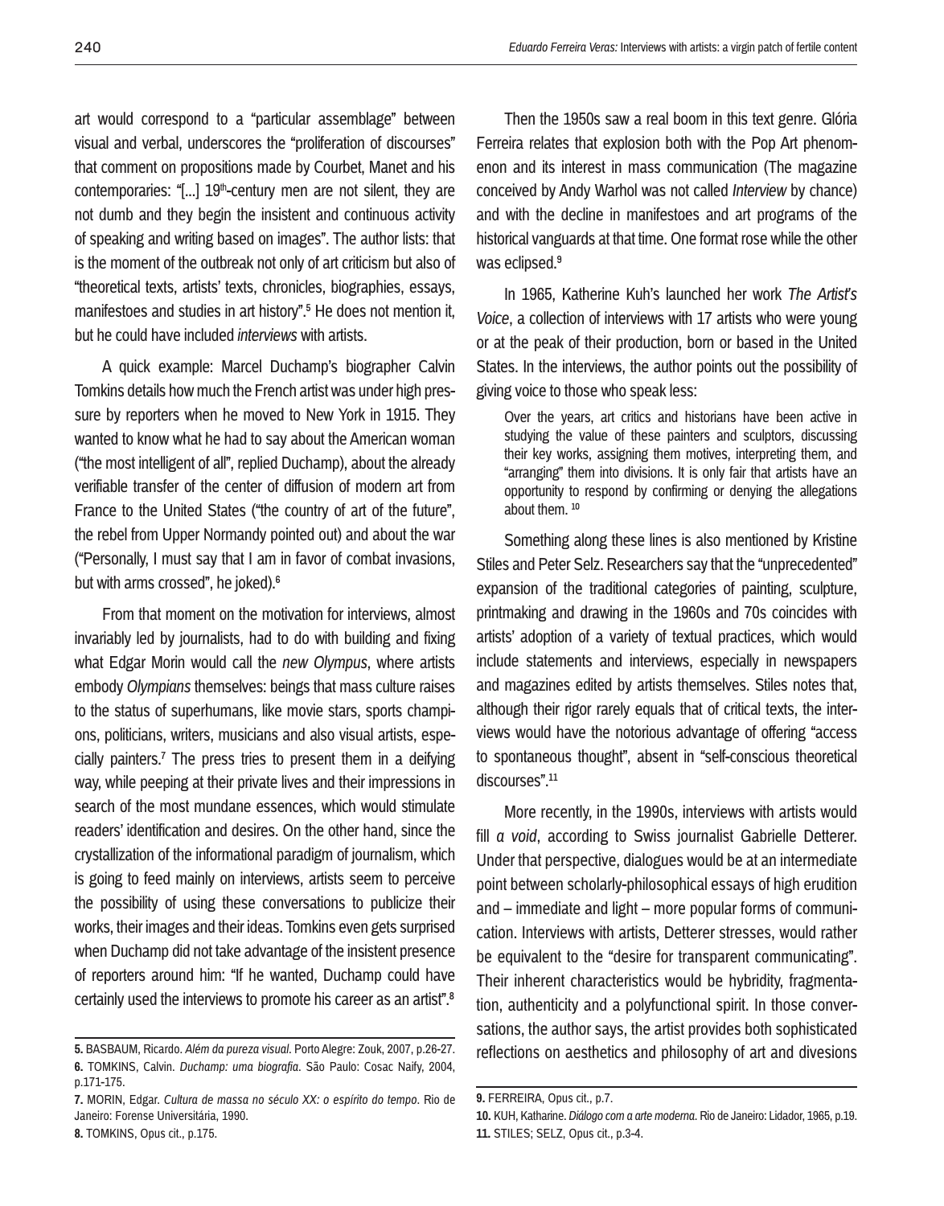art would correspond to a "particular assemblage" between visual and verbal, underscores the "proliferation of discourses" that comment on propositions made by Courbet, Manet and his contemporaries: "[...] 19th-century men are not silent, they are not dumb and they begin the insistent and continuous activity of speaking and writing based on images". The author lists: that is the moment of the outbreak not only of art criticism but also of "theoretical texts, artists' texts, chronicles, biographies, essays, manifestoes and studies in art history".[5] He does not mention it, but he could have included *interviews* with artists.

A quick example: Marcel Duchamp's biographer Calvin Tomkins details how much the French artist was under high pressure by reporters when he moved to New York in 1915. They wanted to know what he had to say about the American woman ("the most intelligent of all", replied Duchamp), about the already verifiable transfer of the center of diffusion of modern art from France to the United States ("the country of art of the future", the rebel from Upper Normandy pointed out) and about the war ("Personally, I must say that I am in favor of combat invasions, but with arms crossed", he joked).[6]

From that moment on the motivation for interviews, almost invariably led by journalists, had to do with building and fixing what Edgar Morin would call the *new Olympus*, where artists embody *Olympians* themselves: beings that mass culture raises to the status of superhumans, like movie stars, sports champions, politicians, writers, musicians and also visual artists, especially painters.[7] The press tries to present them in a deifying way, while peeping at their private lives and their impressions in search of the most mundane essences, which would stimulate readers' identification and desires. On the other hand, since the crystallization of the informational paradigm of journalism, which is going to feed mainly on interviews, artists seem to perceive the possibility of using these conversations to publicize their works, their images and their ideas. Tomkins even gets surprised when Duchamp did not take advantage of the insistent presence of reporters around him: "If he wanted, Duchamp could have certainly used the interviews to promote his career as an artist".[8]

Then the 1950s saw a real boom in this text genre. Glória Ferreira relates that explosion both with the Pop Art phenomenon and its interest in mass communication (The magazine conceived by Andy Warhol was not called *Interview* by chance) and with the decline in manifestoes and art programs of the historical vanguards at that time. One format rose while the other was eclipsed.[9]

In 1965, Katherine Kuh's launched her work *The Artist's Voice*, a collection of interviews with 17 artists who were young or at the peak of their production, born or based in the United States. In the interviews, the author points out the possibility of giving voice to those who speak less:

> Over the years, art critics and historians have been active in studying the value of these painters and sculptors, discussing their key works, assigning them motives, interpreting them, and "arranging" them into divisions. It is only fair that artists have an opportunity to respond by confirming or denying the allegations about them. [10]

Something along these lines is also mentioned by Kristine Stiles and Peter Selz. Researchers say that the "unprecedented" expansion of the traditional categories of painting, sculpture, printmaking and drawing in the 1960s and 70s coincides with artists' adoption of a variety of textual practices, which would include statements and interviews, especially in newspapers and magazines edited by artists themselves. Stiles notes that, although their rigor rarely equals that of critical texts, the interviews would have the notorious advantage of offering "access to spontaneous thought", absent in "self-conscious theoretical discourses".[11]

More recently, in the 1990s, interviews with artists would fill *a void*, according to Swiss journalist Gabrielle Detterer. Under that perspective, dialogues would be at an intermediate point between scholarly-philosophical essays of high erudition and – immediate and light – more popular forms of communication. Interviews with artists, Detterer stresses, would rather be equivalent to the "desire for transparent communicating". Their inherent characteristics would be hybridity, fragmentation, authenticity and a polyfunctional spirit. In those conversations, the author says, the artist provides both sophisticated reflections on aesthetics and philosophy of art and divesions

---

**5.** BASBAUM, Ricardo. *Além da pureza visual*. Porto Alegre: Zouk, 2007, p.26-27.

**6.** TOMKINS, Calvin. *Duchamp: uma biografia*. São Paulo: Cosac Naify, 2004, p.171-175.

**7.** MORIN, Edgar. *Cultura de massa no século XX: o espírito do tempo*. Rio de Janeiro: Forense Universitária, 1990.

**8.** TOMKINS, Opus cit., p.175.

**9.** FERREIRA, Opus cit., p.7.

**10.** KUH, Katharine. *Diálogo com a arte moderna*. Rio de Janeiro: Lidador, 1965, p.19.

**11.** STILES; SELZ, Opus cit., p.3-4.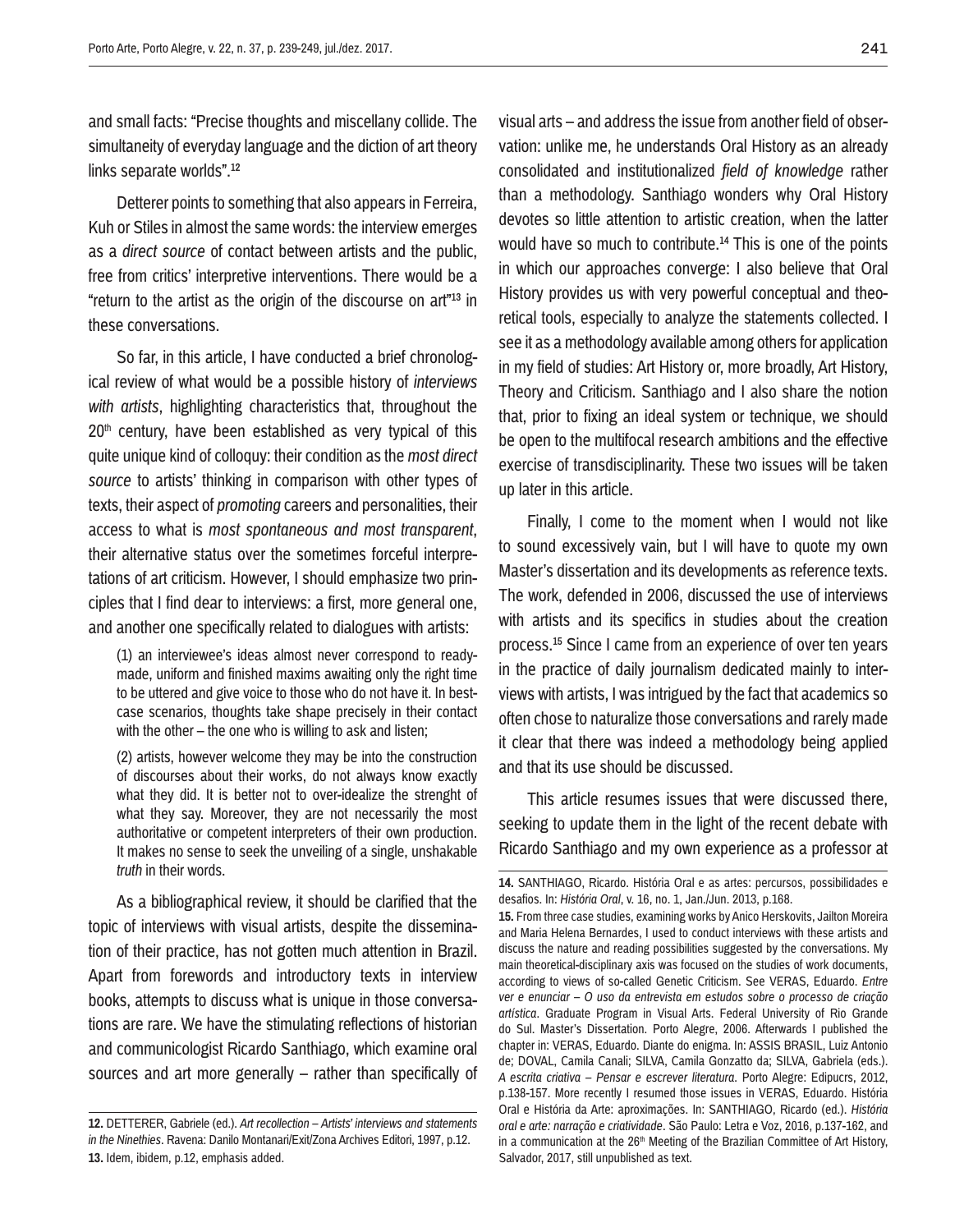and small facts: "Precise thoughts and miscellany collide. The simultaneity of everyday language and the diction of art theory links separate worlds".[12]

Detterer points to something that also appears in Ferreira, Kuh or Stiles in almost the same words: the interview emerges as a *direct source* of contact between artists and the public, free from critics' interpretive interventions. There would be a "return to the artist as the origin of the discourse on art"[13] in these conversations.

So far, in this article, I have conducted a brief chronological review of what would be a possible history of *interviews with artists*, highlighting characteristics that, throughout the 20th century, have been established as very typical of this quite unique kind of colloquy: their condition as the *most direct source* to artists' thinking in comparison with other types of texts, their aspect of *promoting* careers and personalities, their access to what is *most spontaneous and most transparent*, their alternative status over the sometimes forceful interpretations of art criticism. However, I should emphasize two principles that I find dear to interviews: a first, more general one, and another one specifically related to dialogues with artists:

> (1) an interviewee's ideas almost never correspond to ready-made, uniform and finished maxims awaiting only the right time to be uttered and give voice to those who do not have it. In best-case scenarios, thoughts take shape precisely in their contact with the other – the one who is willing to ask and listen;
>
> (2) artists, however welcome they may be into the construction of discourses about their works, do not always know exactly what they did. It is better not to over-idealize the strenght of what they say. Moreover, they are not necessarily the most authoritative or competent interpreters of their own production. It makes no sense to seek the unveiling of a single, unshakable *truth* in their words.

As a bibliographical review, it should be clarified that the topic of interviews with visual artists, despite the dissemination of their practice, has not gotten much attention in Brazil. Apart from forewords and introductory texts in interview books, attempts to discuss what is unique in those conversations are rare. We have the stimulating reflections of historian and communicologist Ricardo Santhiago, which examine oral sources and art more generally – rather than specifically of visual arts – and address the issue from another field of observation: unlike me, he understands Oral History as an already consolidated and institutionalized *field of knowledge* rather than a methodology. Santhiago wonders why Oral History devotes so little attention to artistic creation, when the latter would have so much to contribute.[14] This is one of the points in which our approaches converge: I also believe that Oral History provides us with very powerful conceptual and theoretical tools, especially to analyze the statements collected. I see it as a methodology available among others for application in my field of studies: Art History or, more broadly, Art History, Theory and Criticism. Santhiago and I also share the notion that, prior to fixing an ideal system or technique, we should be open to the multifocal research ambitions and the effective exercise of transdisciplinarity. These two issues will be taken up later in this article.

Finally, I come to the moment when I would not like to sound excessively vain, but I will have to quote my own Master's dissertation and its developments as reference texts. The work, defended in 2006, discussed the use of interviews with artists and its specifics in studies about the creation process.[15] Since I came from an experience of over ten years in the practice of daily journalism dedicated mainly to interviews with artists, I was intrigued by the fact that academics so often chose to naturalize those conversations and rarely made it clear that there was indeed a methodology being applied and that its use should be discussed.

This article resumes issues that were discussed there, seeking to update them in the light of the recent debate with Ricardo Santhiago and my own experience as a professor at

---

**12.** DETTERER, Gabriele (ed.). *Art recollection – Artists' interviews and statements in the Ninethies*. Ravena: Danilo Montanari/Exit/Zona Archives Editori, 1997, p.12.

**13.** Idem, ibidem, p.12, emphasis added.

**14.** SANTHIAGO, Ricardo. História Oral e as artes: percursos, possibilidades e desafios. In: *História Oral*, v. 16, no. 1, Jan./Jun. 2013, p.168.

**15.** From three case studies, examining works by Anico Herskovits, Jailton Moreira and Maria Helena Bernardes, I used to conduct interviews with these artists and discuss the nature and reading possibilities suggested by the conversations. My main theoretical-disciplinary axis was focused on the studies of work documents, according to views of so-called Genetic Criticism. See VERAS, Eduardo. *Entre ver e enunciar – O uso da entrevista em estudos sobre o processo de criação artística*. Graduate Program in Visual Arts. Federal University of Rio Grande do Sul. Master's Dissertation. Porto Alegre, 2006. Afterwards I published the chapter in: VERAS, Eduardo. Diante do enigma. In: ASSIS BRASIL, Luiz Antonio de; DOVAL, Camila Canali; SILVA, Camila Gonzatto da; SILVA, Gabriela (eds.). *A escrita criativa – Pensar e escrever literatura*. Porto Alegre: Edipucrs, 2012, p.138-157. More recently I resumed those issues in VERAS, Eduardo. História Oral e História da Arte: aproximações. In: SANTHIAGO, Ricardo (ed.). *História oral e arte: narração e criatividade*. São Paulo: Letra e Voz, 2016, p.137-162, and in a communication at the 26th Meeting of the Brazilian Committee of Art History, Salvador, 2017, still unpublished as text.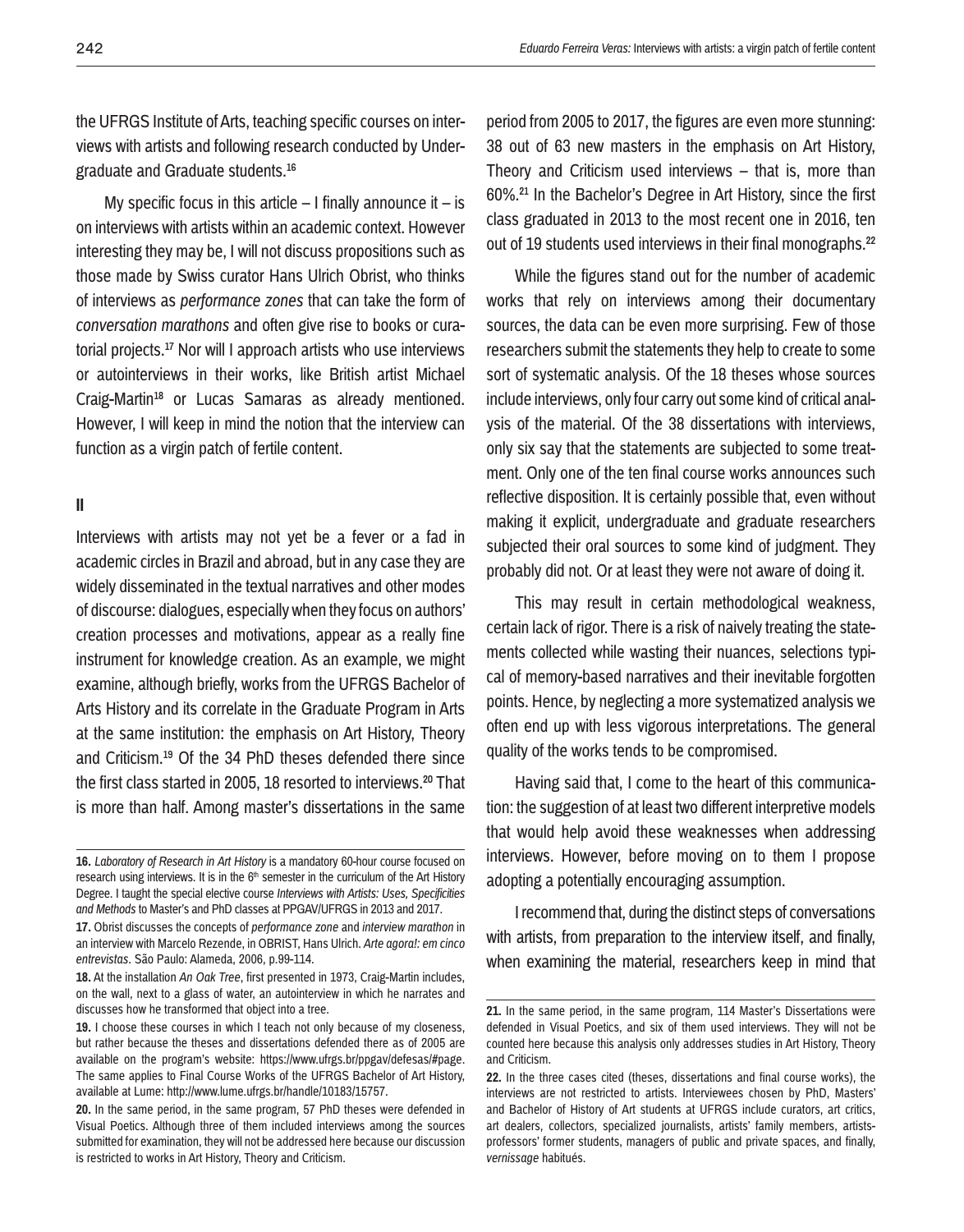the UFRGS Institute of Arts, teaching specific courses on interviews with artists and following research conducted by Undergraduate and Graduate students.[16]

My specific focus in this article – I finally announce it – is on interviews with artists within an academic context. However interesting they may be, I will not discuss propositions such as those made by Swiss curator Hans Ulrich Obrist, who thinks of interviews as *performance zones* that can take the form of *conversation marathons* and often give rise to books or curatorial projects.[17] Nor will I approach artists who use interviews or autointerviews in their works, like British artist Michael Craig-Martin[18] or Lucas Samaras as already mentioned. However, I will keep in mind the notion that the interview can function as a virgin patch of fertile content.

## II

Interviews with artists may not yet be a fever or a fad in academic circles in Brazil and abroad, but in any case they are widely disseminated in the textual narratives and other modes of discourse: dialogues, especially when they focus on authors' creation processes and motivations, appear as a really fine instrument for knowledge creation. As an example, we might examine, although briefly, works from the UFRGS Bachelor of Arts History and its correlate in the Graduate Program in Arts at the same institution: the emphasis on Art History, Theory and Criticism.[19] Of the 34 PhD theses defended there since the first class started in 2005, 18 resorted to interviews.[20] That is more than half. Among master's dissertations in the same period from 2005 to 2017, the figures are even more stunning: 38 out of 63 new masters in the emphasis on Art History, Theory and Criticism used interviews – that is, more than 60%.[21] In the Bachelor's Degree in Art History, since the first class graduated in 2013 to the most recent one in 2016, ten out of 19 students used interviews in their final monographs.[22]

While the figures stand out for the number of academic works that rely on interviews among their documentary sources, the data can be even more surprising. Few of those researchers submit the statements they help to create to some sort of systematic analysis. Of the 18 theses whose sources include interviews, only four carry out some kind of critical analysis of the material. Of the 38 dissertations with interviews, only six say that the statements are subjected to some treatment. Only one of the ten final course works announces such reflective disposition. It is certainly possible that, even without making it explicit, undergraduate and graduate researchers subjected their oral sources to some kind of judgment. They probably did not. Or at least they were not aware of doing it.

This may result in certain methodological weakness, certain lack of rigor. There is a risk of naively treating the statements collected while wasting their nuances, selections typical of memory-based narratives and their inevitable forgotten points. Hence, by neglecting a more systematized analysis we often end up with less vigorous interpretations. The general quality of the works tends to be compromised.

Having said that, I come to the heart of this communication: the suggestion of at least two different interpretive models that would help avoid these weaknesses when addressing interviews. However, before moving on to them I propose adopting a potentially encouraging assumption.

I recommend that, during the distinct steps of conversations with artists, from preparation to the interview itself, and finally, when examining the material, researchers keep in mind that

---

**16.** *Laboratory of Research in Art History* is a mandatory 60-hour course focused on research using interviews. It is in the 6th semester in the curriculum of the Art History Degree. I taught the special elective course *Interviews with Artists: Uses, Specificities and Methods* to Master's and PhD classes at PPGAV/UFRGS in 2013 and 2017.

**17.** Obrist discusses the concepts of *performance zone* and *interview marathon* in an interview with Marcelo Rezende, in OBRIST, Hans Ulrich. *Arte agora!: em cinco entrevistas*. São Paulo: Alameda, 2006, p.99-114.

**18.** At the installation *An Oak Tree*, first presented in 1973, Craig-Martin includes, on the wall, next to a glass of water, an autointerview in which he narrates and discusses how he transformed that object into a tree.

**19.** I choose these courses in which I teach not only because of my closeness, but rather because the theses and dissertations defended there as of 2005 are available on the program's website: https://www.ufrgs.br/ppgav/defesas/#page. The same applies to Final Course Works of the UFRGS Bachelor of Art History, available at Lume: http://www.lume.ufrgs.br/handle/10183/15757.

**20.** In the same period, in the same program, 57 PhD theses were defended in Visual Poetics. Although three of them included interviews among the sources submitted for examination, they will not be addressed here because our discussion is restricted to works in Art History, Theory and Criticism.

**21.** In the same period, in the same program, 114 Master's Dissertations were defended in Visual Poetics, and six of them used interviews. They will not be counted here because this analysis only addresses studies in Art History, Theory and Criticism.

**22.** In the three cases cited (theses, dissertations and final course works), the interviews are not restricted to artists. Interviewees chosen by PhD, Masters' and Bachelor of History of Art students at UFRGS include curators, art critics, art dealers, collectors, specialized journalists, artists' family members, artists-professors' former students, managers of public and private spaces, and finally, *vernissage* habitués.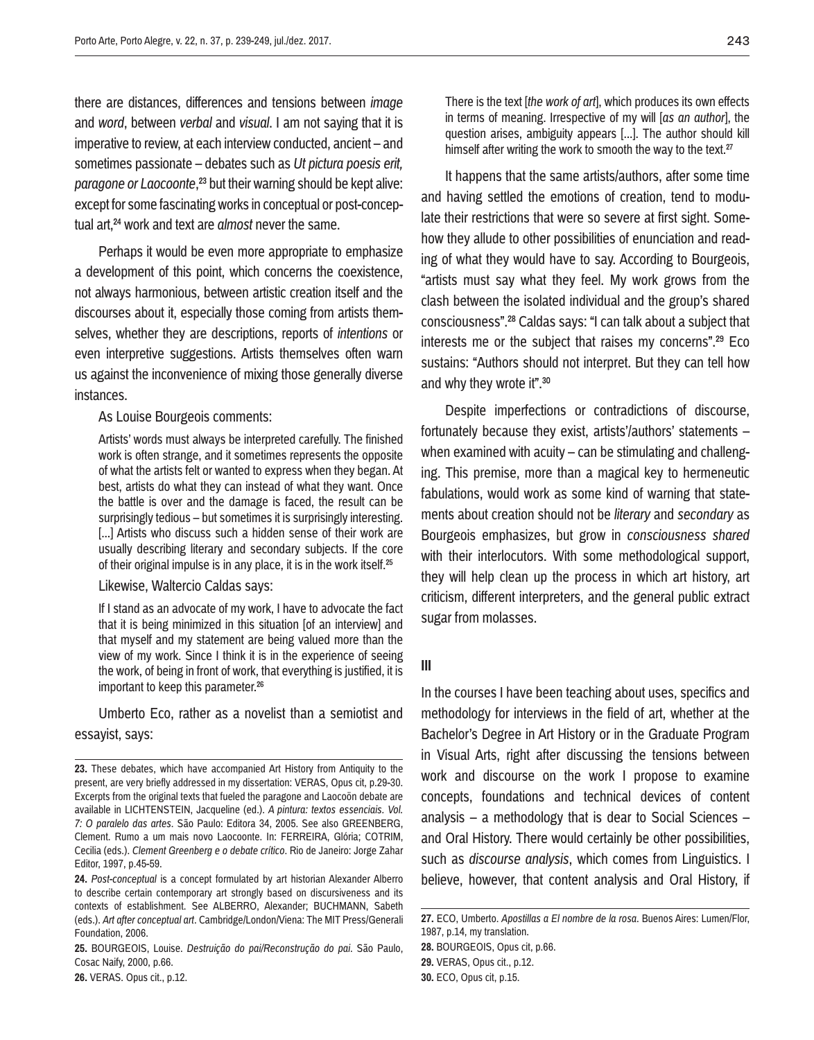there are distances, differences and tensions between *image* and *word*, between *verbal* and *visual*. I am not saying that it is imperative to review, at each interview conducted, ancient – and sometimes passionate – debates such as *Ut pictura poesis erit, paragone or Laocoonte*,[23] but their warning should be kept alive: except for some fascinating works in conceptual or post-conceptual art,[24] work and text are *almost* never the same.

Perhaps it would be even more appropriate to emphasize a development of this point, which concerns the coexistence, not always harmonious, between artistic creation itself and the discourses about it, especially those coming from artists themselves, whether they are descriptions, reports of *intentions* or even interpretive suggestions. Artists themselves often warn us against the inconvenience of mixing those generally diverse instances.

As Louise Bourgeois comments:

> Artists' words must always be interpreted carefully. The finished work is often strange, and it sometimes represents the opposite of what the artists felt or wanted to express when they began. At best, artists do what they can instead of what they want. Once the battle is over and the damage is faced, the result can be surprisingly tedious – but sometimes it is surprisingly interesting. [...] Artists who discuss such a hidden sense of their work are usually describing literary and secondary subjects. If the core of their original impulse is in any place, it is in the work itself.[25]

Likewise, Waltercio Caldas says:

> If I stand as an advocate of my work, I have to advocate the fact that it is being minimized in this situation [of an interview] and that myself and my statement are being valued more than the view of my work. Since I think it is in the experience of seeing the work, of being in front of work, that everything is justified, it is important to keep this parameter.[26]

Umberto Eco, rather as a novelist than a semiotist and essayist, says:

> There is the text [*the work of art*], which produces its own effects in terms of meaning. Irrespective of my will [*as an author*], the question arises, ambiguity appears [...]. The author should kill himself after writing the work to smooth the way to the text.[27]

It happens that the same artists/authors, after some time and having settled the emotions of creation, tend to modulate their restrictions that were so severe at first sight. Somehow they allude to other possibilities of enunciation and reading of what they would have to say. According to Bourgeois, "artists must say what they feel. My work grows from the clash between the isolated individual and the group's shared consciousness".[28] Caldas says: "I can talk about a subject that interests me or the subject that raises my concerns".[29] Eco sustains: "Authors should not interpret. But they can tell how and why they wrote it".[30]

Despite imperfections or contradictions of discourse, fortunately because they exist, artists'/authors' statements – when examined with acuity – can be stimulating and challenging. This premise, more than a magical key to hermeneutic fabulations, would work as some kind of warning that statements about creation should not be *literary* and *secondary* as Bourgeois emphasizes, but grow in *consciousness shared* with their interlocutors. With some methodological support, they will help clean up the process in which art history, art criticism, different interpreters, and the general public extract sugar from molasses.

## III

In the courses I have been teaching about uses, specifics and methodology for interviews in the field of art, whether at the Bachelor's Degree in Art History or in the Graduate Program in Visual Arts, right after discussing the tensions between work and discourse on the work I propose to examine concepts, foundations and technical devices of content analysis – a methodology that is dear to Social Sciences – and Oral History. There would certainly be other possibilities, such as *discourse analysis*, which comes from Linguistics. I believe, however, that content analysis and Oral History, if

---

**23.** These debates, which have accompanied Art History from Antiquity to the present, are very briefly addressed in my dissertation: VERAS, Opus cit, p.29-30. Excerpts from the original texts that fueled the paragone and Laocoön debate are available in LICHTENSTEIN, Jacqueline (ed.). *A pintura: textos essenciais. Vol. 7: O paralelo das artes*. São Paulo: Editora 34, 2005. See also GREENBERG, Clement. Rumo a um mais novo Laocoonte. In: FERREIRA, Glória; COTRIM, Cecilia (eds.). *Clement Greenberg e o debate crítico*. Rio de Janeiro: Jorge Zahar Editor, 1997, p.45-59.

**24.** *Post-conceptual* is a concept formulated by art historian Alexander Alberro to describe certain contemporary art strongly based on discursiveness and its contexts of establishment. See ALBERRO, Alexander; BUCHMANN, Sabeth (eds.). *Art after conceptual art*. Cambridge/London/Viena: The MIT Press/Generali Foundation, 2006.

**25.** BOURGEOIS, Louise. *Destruição do pai/Reconstrução do pai*. São Paulo, Cosac Naify, 2000, p.66.

**26.** VERAS. Opus cit., p.12.

**27.** ECO, Umberto. *Apostillas a El nombre de la rosa*. Buenos Aires: Lumen/Flor, 1987, p.14, my translation.

**28.** BOURGEOIS, Opus cit, p.66.

**29.** VERAS, Opus cit., p.12.

**30.** ECO, Opus cit, p.15.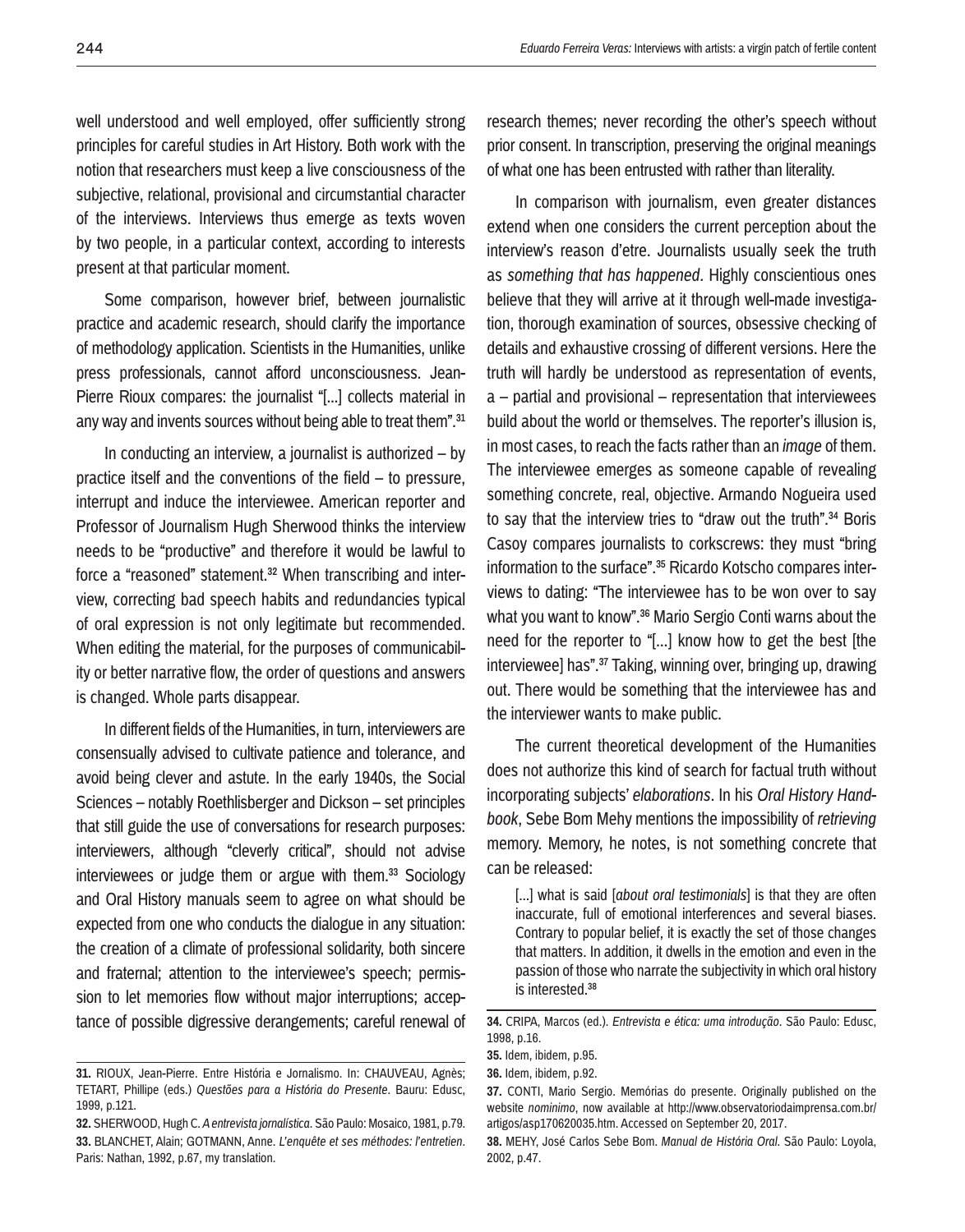well understood and well employed, offer sufficiently strong principles for careful studies in Art History. Both work with the notion that researchers must keep a live consciousness of the subjective, relational, provisional and circumstantial character of the interviews. Interviews thus emerge as texts woven by two people, in a particular context, according to interests present at that particular moment.

Some comparison, however brief, between journalistic practice and academic research, should clarify the importance of methodology application. Scientists in the Humanities, unlike press professionals, cannot afford unconsciousness. Jean-Pierre Rioux compares: the journalist "[...] collects material in any way and invents sources without being able to treat them".[31]

In conducting an interview, a journalist is authorized – by practice itself and the conventions of the field – to pressure, interrupt and induce the interviewee. American reporter and Professor of Journalism Hugh Sherwood thinks the interview needs to be "productive" and therefore it would be lawful to force a "reasoned" statement.[32] When transcribing and interview, correcting bad speech habits and redundancies typical of oral expression is not only legitimate but recommended. When editing the material, for the purposes of communicability or better narrative flow, the order of questions and answers is changed. Whole parts disappear.

In different fields of the Humanities, in turn, interviewers are consensually advised to cultivate patience and tolerance, and avoid being clever and astute. In the early 1940s, the Social Sciences – notably Roethlisberger and Dickson – set principles that still guide the use of conversations for research purposes: interviewers, although "cleverly critical", should not advise interviewees or judge them or argue with them.[33] Sociology and Oral History manuals seem to agree on what should be expected from one who conducts the dialogue in any situation: the creation of a climate of professional solidarity, both sincere and fraternal; attention to the interviewee's speech; permission to let memories flow without major interruptions; acceptance of possible digressive derangements; careful renewal of research themes; never recording the other's speech without prior consent. In transcription, preserving the original meanings of what one has been entrusted with rather than literality.

In comparison with journalism, even greater distances extend when one considers the current perception about the interview's reason d'etre. Journalists usually seek the truth as *something that has happened*. Highly conscientious ones believe that they will arrive at it through well-made investigation, thorough examination of sources, obsessive checking of details and exhaustive crossing of different versions. Here the truth will hardly be understood as representation of events, a – partial and provisional – representation that interviewees build about the world or themselves. The reporter's illusion is, in most cases, to reach the facts rather than an *image* of them. The interviewee emerges as someone capable of revealing something concrete, real, objective. Armando Nogueira used to say that the interview tries to "draw out the truth".[34] Boris Casoy compares journalists to corkscrews: they must "bring information to the surface".[35] Ricardo Kotscho compares interviews to dating: "The interviewee has to be won over to say what you want to know".[36] Mario Sergio Conti warns about the need for the reporter to "[...] know how to get the best [the interviewee] has".[37] Taking, winning over, bringing up, drawing out. There would be something that the interviewee has and the interviewer wants to make public.

The current theoretical development of the Humanities does not authorize this kind of search for factual truth without incorporating subjects' *elaborations*. In his *Oral History Handbook*, Sebe Bom Mehy mentions the impossibility of *retrieving* memory. Memory, he notes, is not something concrete that can be released:

> [...] what is said [*about oral testimonials*] is that they are often inaccurate, full of emotional interferences and several biases. Contrary to popular belief, it is exactly the set of those changes that matters. In addition, it dwells in the emotion and even in the passion of those who narrate the subjectivity in which oral history is interested.[38]

---

**31.** RIOUX, Jean-Pierre. Entre História e Jornalismo. In: CHAUVEAU, Agnès; TETART, Phillipe (eds.) *Questões para a História do Presente*. Bauru: Edusc, 1999, p.121.

**32.** SHERWOOD, Hugh C. *A entrevista jornalística*. São Paulo: Mosaico, 1981, p.79.

**33.** BLANCHET, Alain; GOTMANN, Anne. *L'enquête et ses méthodes: l'entretien*. Paris: Nathan, 1992, p.67, my translation.

**34.** CRIPA, Marcos (ed.). *Entrevista e ética: uma introdução*. São Paulo: Educ, 1998, p.16.

**35.** Idem, ibidem, p.95.

**36.** Idem, ibidem, p.92.

**37.** CONTI, Mario Sergio. Memórias do presente. Originally published on the website *nominimo*, now available at http://www.observatoriodaimprensa.com.br/artigos/asp170620035.htm. Accessed on September 20, 2017.

**38.** MEHY, José Carlos Sebe Bom. *Manual de História Oral*. São Paulo: Loyola, 2002, p.47.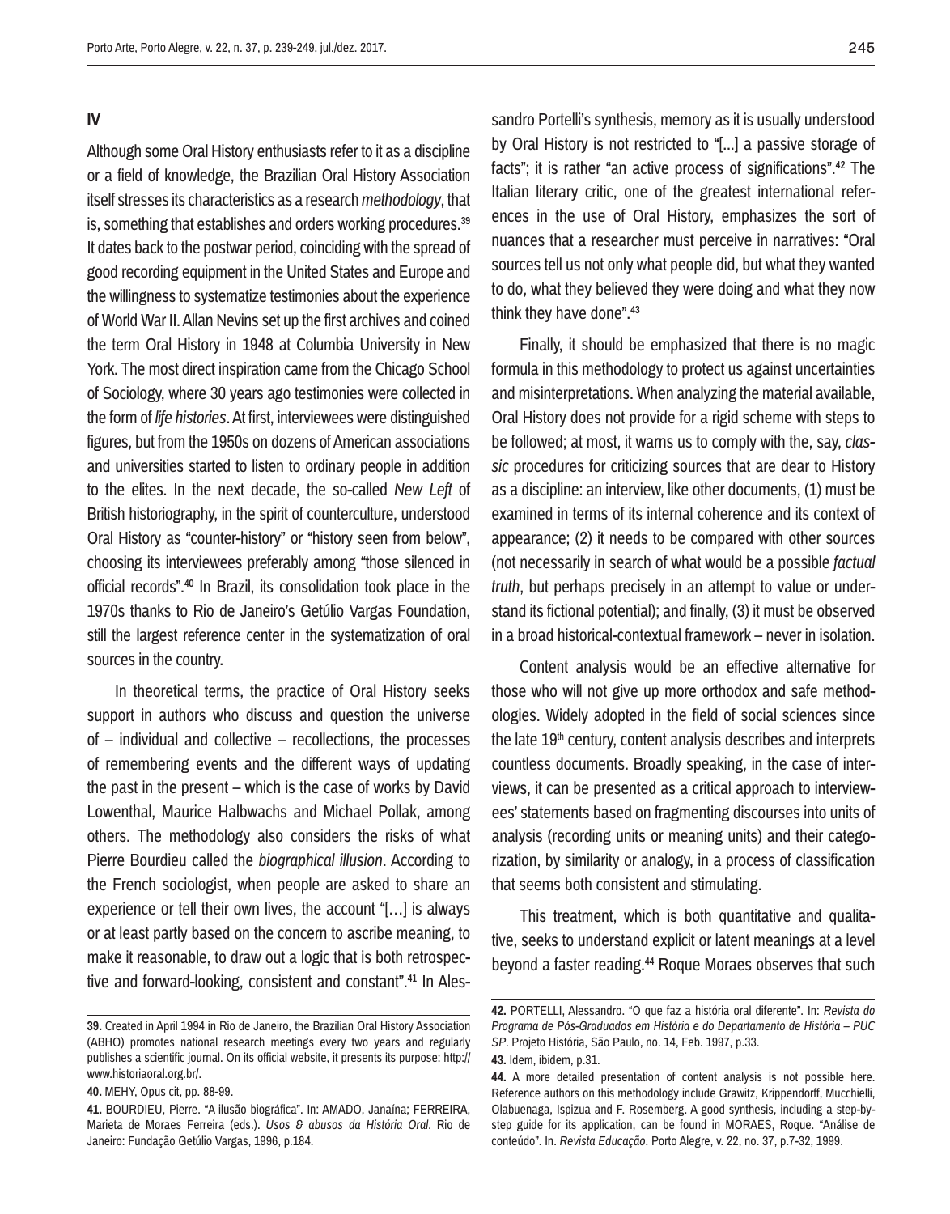## IV

Although some Oral History enthusiasts refer to it as a discipline or a field of knowledge, the Brazilian Oral History Association itself stresses its characteristics as a research *methodology*, that is, something that establishes and orders working procedures.[39] It dates back to the postwar period, coinciding with the spread of good recording equipment in the United States and Europe and the willingness to systematize testimonies about the experience of World War II. Allan Nevins set up the first archives and coined the term Oral History in 1948 at Columbia University in New York. The most direct inspiration came from the Chicago School of Sociology, where 30 years ago testimonies were collected in the form of *life histories*. At first, interviewees were distinguished figures, but from the 1950s on dozens of American associations and universities started to listen to ordinary people in addition to the elites. In the next decade, the so-called *New Left* of British historiography, in the spirit of counterculture, understood Oral History as "counter-history" or "history seen from below", choosing its interviewees preferably among "those silenced in official records".[40] In Brazil, its consolidation took place in the 1970s thanks to Rio de Janeiro's Getúlio Vargas Foundation, still the largest reference center in the systematization of oral sources in the country.

In theoretical terms, the practice of Oral History seeks support in authors who discuss and question the universe of – individual and collective – recollections, the processes of remembering events and the different ways of updating the past in the present – which is the case of works by David Lowenthal, Maurice Halbwachs and Michael Pollak, among others. The methodology also considers the risks of what Pierre Bourdieu called the *biographical illusion*. According to the French sociologist, when people are asked to share an experience or tell their own lives, the account "[…] is always or at least partly based on the concern to ascribe meaning, to make it reasonable, to draw out a logic that is both retrospective and forward-looking, consistent and constant".[41] In Alessandro Portelli's synthesis, memory as it is usually understood by Oral History is not restricted to "[...] a passive storage of facts"; it is rather "an active process of significations".[42] The Italian literary critic, one of the greatest international references in the use of Oral History, emphasizes the sort of nuances that a researcher must perceive in narratives: "Oral sources tell us not only what people did, but what they wanted to do, what they believed they were doing and what they now think they have done".[43]

Finally, it should be emphasized that there is no magic formula in this methodology to protect us against uncertainties and misinterpretations. When analyzing the material available, Oral History does not provide for a rigid scheme with steps to be followed; at most, it warns us to comply with the, say, *classic* procedures for criticizing sources that are dear to History as a discipline: an interview, like other documents, (1) must be examined in terms of its internal coherence and its context of appearance; (2) it needs to be compared with other sources (not necessarily in search of what would be a possible *factual truth*, but perhaps precisely in an attempt to value or understand its fictional potential); and finally, (3) it must be observed in a broad historical-contextual framework – never in isolation.

Content analysis would be an effective alternative for those who will not give up more orthodox and safe methodologies. Widely adopted in the field of social sciences since the late 19th century, content analysis describes and interprets countless documents. Broadly speaking, in the case of interviews, it can be presented as a critical approach to interviewees' statements based on fragmenting discourses into units of analysis (recording units or meaning units) and their categorization, by similarity or analogy, in a process of classification that seems both consistent and stimulating.

This treatment, which is both quantitative and qualitative, seeks to understand explicit or latent meanings at a level beyond a faster reading.[44] Roque Moraes observes that such

---

**39.** Created in April 1994 in Rio de Janeiro, the Brazilian Oral History Association (ABHO) promotes national research meetings every two years and regularly publishes a scientific journal. On its official website, it presents its purpose: http://www.historiaoral.org.br/.

**40.** MEHY, Opus cit, pp. 88-99.

**41.** BOURDIEU, Pierre. "A ilusão biográfica". In: AMADO, Janaína; FERREIRA, Marieta de Moraes Ferreira (eds.). *Usos & abusos da História Oral*. Rio de Janeiro: Fundação Getúlio Vargas, 1996, p.184.

**42.** PORTELLI, Alessandro. "O que faz a história oral diferente". In: *Revista do Programa de Pós-Graduados em História e do Departamento de História – PUC SP*. Projeto História, São Paulo, no. 14, Feb. 1997, p.33.

**43.** Idem, ibidem, p.31.

**44.** A more detailed presentation of content analysis is not possible here. Reference authors on this methodology include Grawitz, Krippendorff, Mucchielli, Olabuenaga, Ispizua and F. Rosemberg. A good synthesis, including a step-by-step guide for its application, can be found in MORAES, Roque. "Análise de conteúdo". In. *Revista Educação*. Porto Alegre, v. 22, no. 37, p.7-32, 1999.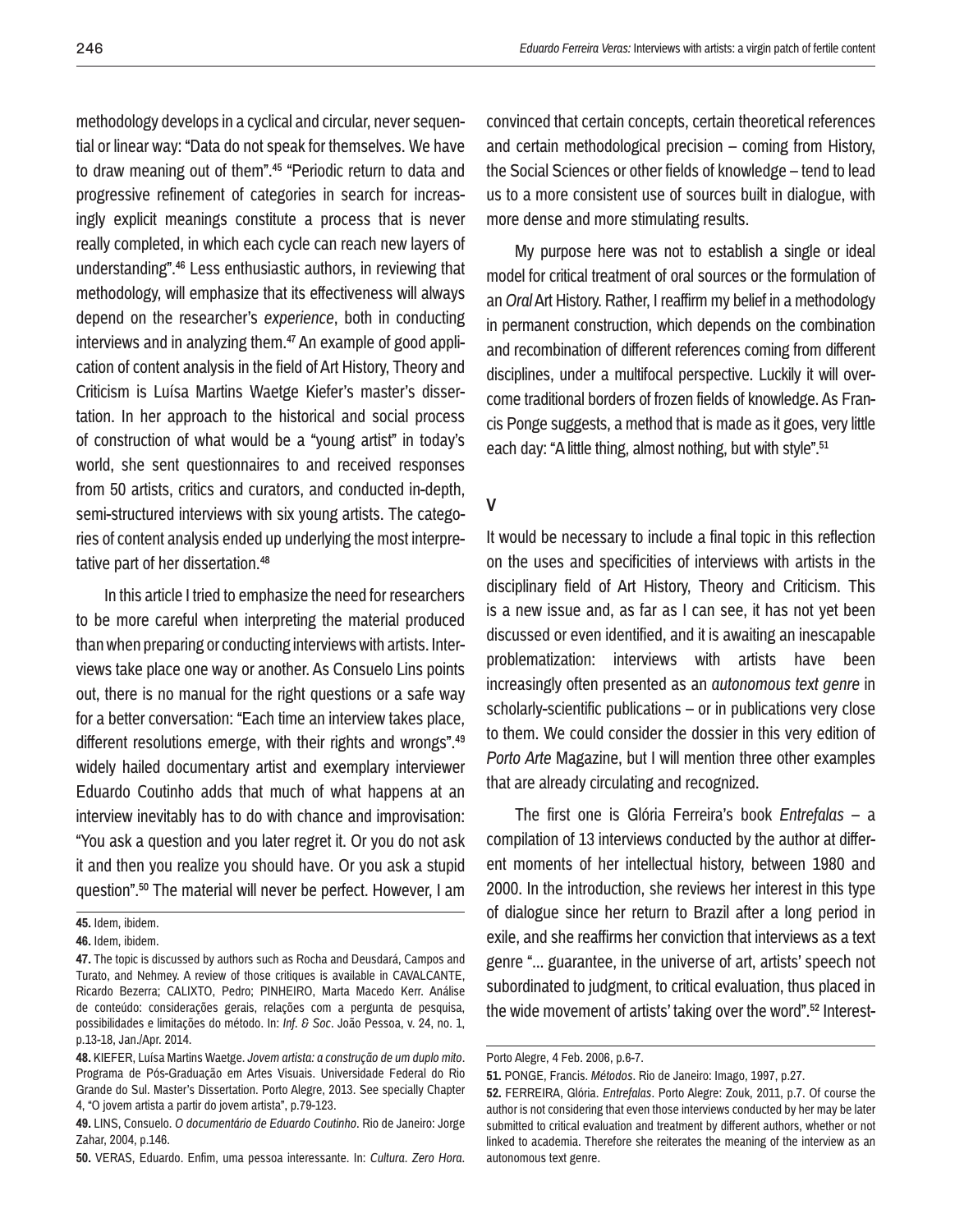methodology develops in a cyclical and circular, never sequential or linear way: "Data do not speak for themselves. We have to draw meaning out of them".[45] "Periodic return to data and progressive refinement of categories in search for increasingly explicit meanings constitute a process that is never really completed, in which each cycle can reach new layers of understanding".[46] Less enthusiastic authors, in reviewing that methodology, will emphasize that its effectiveness will always depend on the researcher's *experience*, both in conducting interviews and in analyzing them.[47] An example of good application of content analysis in the field of Art History, Theory and Criticism is Luísa Martins Waetge Kiefer's master's dissertation. In her approach to the historical and social process of construction of what would be a "young artist" in today's world, she sent questionnaires to and received responses from 50 artists, critics and curators, and conducted in-depth, semi-structured interviews with six young artists. The categories of content analysis ended up underlying the most interpretative part of her dissertation.[48]

In this article I tried to emphasize the need for researchers to be more careful when interpreting the material produced than when preparing or conducting interviews with artists. Interviews take place one way or another. As Consuelo Lins points out, there is no manual for the right questions or a safe way for a better conversation: "Each time an interview takes place, different resolutions emerge, with their rights and wrongs".[49] widely hailed documentary artist and exemplary interviewer Eduardo Coutinho adds that much of what happens at an interview inevitably has to do with chance and improvisation: "You ask a question and you later regret it. Or you do not ask it and then you realize you should have. Or you ask a stupid question".[50] The material will never be perfect. However, I am convinced that certain concepts, certain theoretical references and certain methodological precision – coming from History, the Social Sciences or other fields of knowledge – tend to lead us to a more consistent use of sources built in dialogue, with more dense and more stimulating results.

My purpose here was not to establish a single or ideal model for critical treatment of oral sources or the formulation of an *Oral* Art History. Rather, I reaffirm my belief in a methodology in permanent construction, which depends on the combination and recombination of different references coming from different disciplines, under a multifocal perspective. Luckily it will overcome traditional borders of frozen fields of knowledge. As Francis Ponge suggests, a method that is made as it goes, very little each day: "A little thing, almost nothing, but with style".[51]

## V

It would be necessary to include a final topic in this reflection on the uses and specificities of interviews with artists in the disciplinary field of Art History, Theory and Criticism. This is a new issue and, as far as I can see, it has not yet been discussed or even identified, and it is awaiting an inescapable problematization: interviews with artists have been increasingly often presented as an *autonomous text genre* in scholarly-scientific publications – or in publications very close to them. We could consider the dossier in this very edition of *Porto Arte* Magazine, but I will mention three other examples that are already circulating and recognized.

The first one is Glória Ferreira's book *Entrefalas* – a compilation of 13 interviews conducted by the author at different moments of her intellectual history, between 1980 and 2000. In the introduction, she reviews her interest in this type of dialogue since her return to Brazil after a long period in exile, and she reaffirms her conviction that interviews as a text genre "... guarantee, in the universe of art, artists' speech not subordinated to judgment, to critical evaluation, thus placed in the wide movement of artists' taking over the word".[52] Interest-

---

**45.** Idem, ibidem.

**46.** Idem, ibidem.

**47.** The topic is discussed by authors such as Rocha and Deusdará, Campos and Turato, and Nehmey. A review of those critiques is available in CAVALCANTE, Ricardo Bezerra; CALIXTO, Pedro; PINHEIRO, Marta Macedo Kerr. Análise de conteúdo: considerações gerais, relações com a pergunta de pesquisa, possibilidades e limitações do método. In: *Inf. & Soc*. João Pessoa, v. 24, no. 1, p.13-18, Jan./Apr. 2014.

**48.** KIEFER, Luísa Martins Waetge. *Jovem artista: a construção de um duplo mito*. Programa de Pós-Graduação em Artes Visuais. Universidade Federal do Rio Grande do Sul. Master's Dissertation. Porto Alegre, 2013. See specially Chapter 4, "O jovem artista a partir do jovem artista", p.79-123.

**49.** LINS, Consuelo. *O documentário de Eduardo Coutinho*. Rio de Janeiro: Jorge Zahar, 2004, p.146.

**50.** VERAS, Eduardo. Enfim, uma pessoa interessante. In: *Cultura*. *Zero Hora*. Porto Alegre, 4 Feb. 2006, p.6-7.

**51.** PONGE, Francis. *Métodos*. Rio de Janeiro: Imago, 1997, p.27.

**52.** FERREIRA, Glória. *Entrefalas*. Porto Alegre: Zouk, 2011, p.7. Of course the author is not considering that even those interviews conducted by her may be later submitted to critical evaluation and treatment by different authors, whether or not linked to academia. Therefore she reiterates the meaning of the interview as an autonomous text genre.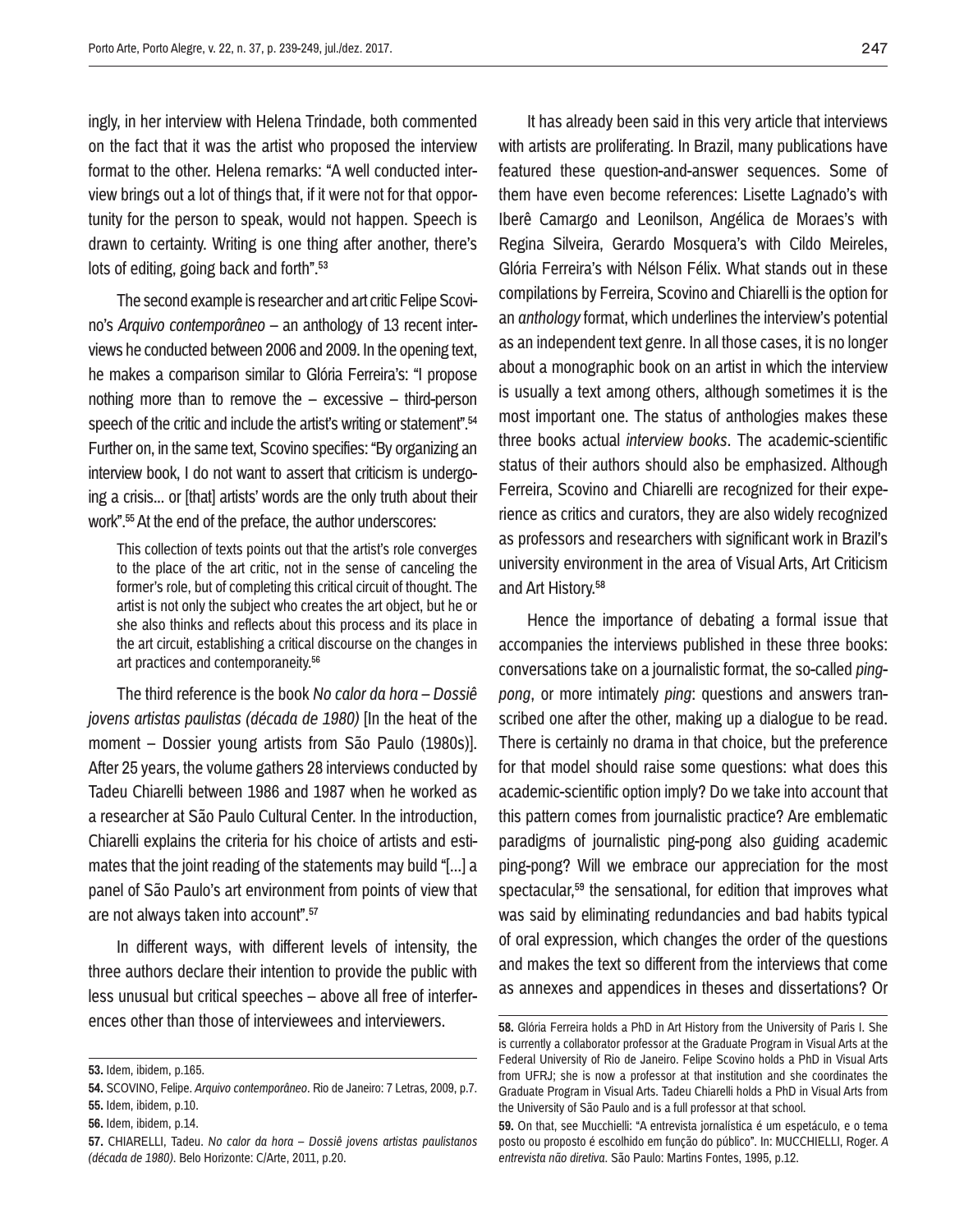ingly, in her interview with Helena Trindade, both commented on the fact that it was the artist who proposed the interview format to the other. Helena remarks: "A well conducted interview brings out a lot of things that, if it were not for that opportunity for the person to speak, would not happen. Speech is drawn to certainty. Writing is one thing after another, there's lots of editing, going back and forth".[53]

The second example is researcher and art critic Felipe Scovino's *Arquivo contemporâneo* – an anthology of 13 recent interviews he conducted between 2006 and 2009. In the opening text, he makes a comparison similar to Glória Ferreira's: "I propose nothing more than to remove the – excessive – third-person speech of the critic and include the artist's writing or statement".[54] Further on, in the same text, Scovino specifies: "By organizing an interview book, I do not want to assert that criticism is undergoing a crisis... or [that] artists' words are the only truth about their work".[55] At the end of the preface, the author underscores:

> This collection of texts points out that the artist's role converges to the place of the art critic, not in the sense of canceling the former's role, but of completing this critical circuit of thought. The artist is not only the subject who creates the art object, but he or she also thinks and reflects about this process and its place in the art circuit, establishing a critical discourse on the changes in art practices and contemporaneity.[56]

The third reference is the book *No calor da hora – Dossiê jovens artistas paulistas (década de 1980)* [In the heat of the moment – Dossier young artists from São Paulo (1980s)]. After 25 years, the volume gathers 28 interviews conducted by Tadeu Chiarelli between 1986 and 1987 when he worked as a researcher at São Paulo Cultural Center. In the introduction, Chiarelli explains the criteria for his choice of artists and estimates that the joint reading of the statements may build "[...] a panel of São Paulo's art environment from points of view that are not always taken into account".[57]

In different ways, with different levels of intensity, the three authors declare their intention to provide the public with less unusual but critical speeches – above all free of interferences other than those of interviewees and interviewers.

It has already been said in this very article that interviews with artists are proliferating. In Brazil, many publications have featured these question-and-answer sequences. Some of them have even become references: Lisette Lagnado's with Iberê Camargo and Leonilson, Angélica de Moraes's with Regina Silveira, Gerardo Mosquera's with Cildo Meireles, Glória Ferreira's with Nélson Félix. What stands out in these compilations by Ferreira, Scovino and Chiarelli is the option for an *anthology* format, which underlines the interview's potential as an independent text genre. In all those cases, it is no longer about a monographic book on an artist in which the interview is usually a text among others, although sometimes it is the most important one. The status of anthologies makes these three books actual *interview books*. The academic-scientific status of their authors should also be emphasized. Although Ferreira, Scovino and Chiarelli are recognized for their experience as critics and curators, they are also widely recognized as professors and researchers with significant work in Brazil's university environment in the area of Visual Arts, Art Criticism and Art History.[58]

Hence the importance of debating a formal issue that accompanies the interviews published in these three books: conversations take on a journalistic format, the so-called *ping-pong*, or more intimately *ping*: questions and answers transcribed one after the other, making up a dialogue to be read. There is certainly no drama in that choice, but the preference for that model should raise some questions: what does this academic-scientific option imply? Do we take into account that this pattern comes from journalistic practice? Are emblematic paradigms of journalistic ping-pong also guiding academic ping-pong? Will we embrace our appreciation for the most spectacular,[59] the sensational, for edition that improves what was said by eliminating redundancies and bad habits typical of oral expression, which changes the order of the questions and makes the text so different from the interviews that come as annexes and appendices in theses and dissertations? Or

---

**53.** Idem, ibidem, p.165.

**54.** SCOVINO, Felipe. *Arquivo contemporâneo*. Rio de Janeiro: 7 Letras, 2009, p.7.

**55.** Idem, ibidem, p.10.

**56.** Idem, ibidem, p.14.

**57.** CHIARELLI, Tadeu. *No calor da hora – Dossiê jovens artistas paulistanos (década de 1980)*. Belo Horizonte: C/Arte, 2011, p.20.

**58.** Glória Ferreira holds a PhD in Art History from the University of Paris I. She is currently a collaborator professor at the Graduate Program in Visual Arts at the Federal University of Rio de Janeiro. Felipe Scovino holds a PhD in Visual Arts from UFRJ; she is now a professor at that institution and she coordinates the Graduate Program in Visual Arts. Tadeu Chiarelli holds a PhD in Visual Arts from the University of São Paulo and is a full professor at that school.

**59.** On that, see Mucchielli: "A entrevista jornalística é um espetáculo, e o tema posto ou proposto é escolhido em função do público". In: MUCCHIELLI, Roger. *A entrevista não diretiva*. São Paulo: Martins Fontes, 1995, p.12.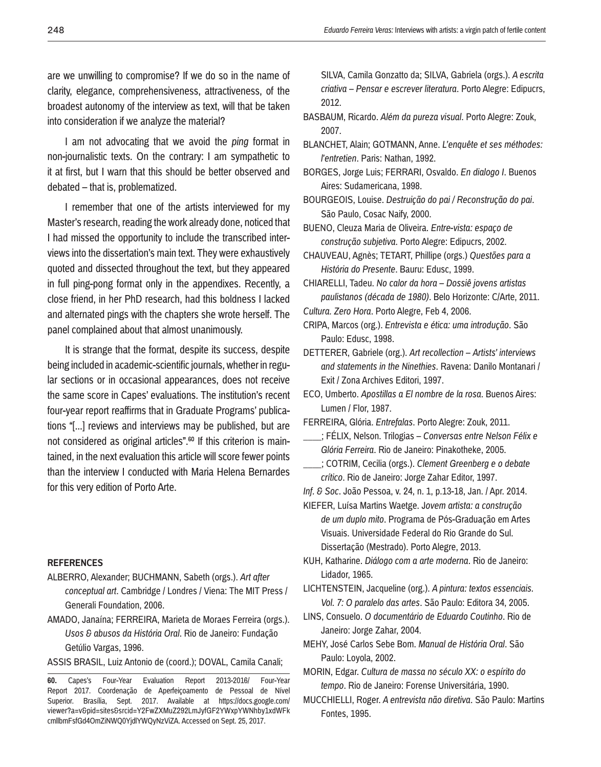are we unwilling to compromise? If we do so in the name of clarity, elegance, comprehensiveness, attractiveness, of the broadest autonomy of the interview as text, will that be taken into consideration if we analyze the material?

I am not advocating that we avoid the *ping* format in non-journalistic texts. On the contrary: I am sympathetic to it at first, but I warn that this should be better observed and debated – that is, problematized.

I remember that one of the artists interviewed for my Master's research, reading the work already done, noticed that I had missed the opportunity to include the transcribed interviews into the dissertation's main text. They were exhaustively quoted and dissected throughout the text, but they appeared in full ping-pong format only in the appendixes. Recently, a close friend, in her PhD research, had this boldness I lacked and alternated pings with the chapters she wrote herself. The panel complained about that almost unanimously.

It is strange that the format, despite its success, despite being included in academic-scientific journals, whether in regular sections or in occasional appearances, does not receive the same score in Capes' evaluations. The institution's recent four-year report reaffirms that in Graduate Programs' publications "[...] reviews and interviews may be published, but are not considered as original articles".[60] If this criterion is maintained, in the next evaluation this article will score fewer points than the interview I conducted with Maria Helena Bernardes for this very edition of Porto Arte.

## REFERENCES

ALBERRO, Alexander; BUCHMANN, Sabeth (orgs.). *Art after conceptual art*. Cambridge / Londres / Viena: The MIT Press / Generali Foundation, 2006.

AMADO, Janaína; FERREIRA, Marieta de Moraes Ferreira (orgs.). *Usos & abusos da História Oral*. Rio de Janeiro: Fundação Getúlio Vargas, 1996.

ASSIS BRASIL, Luiz Antonio de (coord.); DOVAL, Camila Canali; SILVA, Camila Gonzatto da; SILVA, Gabriela (orgs.). *A escrita criativa – Pensar e escrever literatura*. Porto Alegre: Edipucrs, 2012.

BASBAUM, Ricardo. *Além da pureza visual*. Porto Alegre: Zouk, 2007.

BLANCHET, Alain; GOTMANN, Anne. *L'enquête et ses méthodes: l'entretien*. Paris: Nathan, 1992.

BORGES, Jorge Luis; FERRARI, Osvaldo. *En dialogo I*. Buenos Aires: Sudamericana, 1998.

BOURGEOIS, Louise. *Destruição do pai / Reconstrução do pai*. São Paulo, Cosac Naify, 2000.

BUENO, Cleuza Maria de Oliveira. *Entre-vista: espaço de construção subjetiva*. Porto Alegre: Edipucrs, 2002.

CHAUVEAU, Agnès; TETART, Phillipe (orgs.) *Questões para a História do Presente*. Bauru: Edusc, 1999.

CHIARELLI, Tadeu. *No calor da hora – Dossiê jovens artistas paulistanos (década de 1980)*. Belo Horizonte: C/Arte, 2011.

*Cultura. Zero Hora*. Porto Alegre, Feb 4, 2006.

CRIPA, Marcos (org.). *Entrevista e ética: uma introdução*. São Paulo: Edusc, 1998.

DETTERER, Gabriele (org.). *Art recollection – Artists' interviews and statements in the Ninethies*. Ravena: Danilo Montanari / Exit / Zona Archives Editori, 1997.

ECO, Umberto. *Apostillas a El nombre de la rosa*. Buenos Aires: Lumen / Flor, 1987.

FERREIRA, Glória. *Entrefalas*. Porto Alegre: Zouk, 2011.

\_\_\_\_; FÉLIX, Nelson. Trilogias – *Conversas entre Nelson Félix e Glória Ferreira*. Rio de Janeiro: Pinakotheke, 2005.

\_\_\_\_; COTRIM, Cecilia (orgs.). *Clement Greenberg e o debate crítico*. Rio de Janeiro: Jorge Zahar Editor, 1997.

*Inf. & Soc*. João Pessoa, v. 24, n. 1, p.13-18, Jan. / Apr. 2014.

KIEFER, Luísa Martins Waetge. J*ovem artista: a construção de um duplo mito*. Programa de Pós-Graduação em Artes Visuais. Universidade Federal do Rio Grande do Sul. Dissertação (Mestrado). Porto Alegre, 2013.

KUH, Katharine. *Diálogo com a arte moderna*. Rio de Janeiro: Lidador, 1965.

LICHTENSTEIN, Jacqueline (org.). *A pintura: textos essenciais. Vol. 7: O paralelo das artes*. São Paulo: Editora 34, 2005.

LINS, Consuelo. *O documentário de Eduardo Coutinho*. Rio de Janeiro: Jorge Zahar, 2004.

MEHY, José Carlos Sebe Bom. *Manual de História Oral*. São Paulo: Loyola, 2002.

MORIN, Edgar. *Cultura de massa no século XX: o espírito do tempo*. Rio de Janeiro: Forense Universitária, 1990.

MUCCHIELLI, Roger. *A entrevista não diretiva*. São Paulo: Martins Fontes, 1995.

---

**60.** Capes's Four-Year Evaluation Report 2013-2016/ Four-Year Report 2017. Coordenação de Aperfeiçoamento de Pessoal de Nível Superior. Brasília, Sept. 2017. Available at https://docs.google.com/viewer?a=v&pid=sites&srcid=Y2FwZXMuZ292LmJyfGF2YWxpYWNhby1xdWFkcmllbmFsfGd4OmZiNWQ0YjdlYWQyNzViZA. Accessed on Sept. 25, 2017.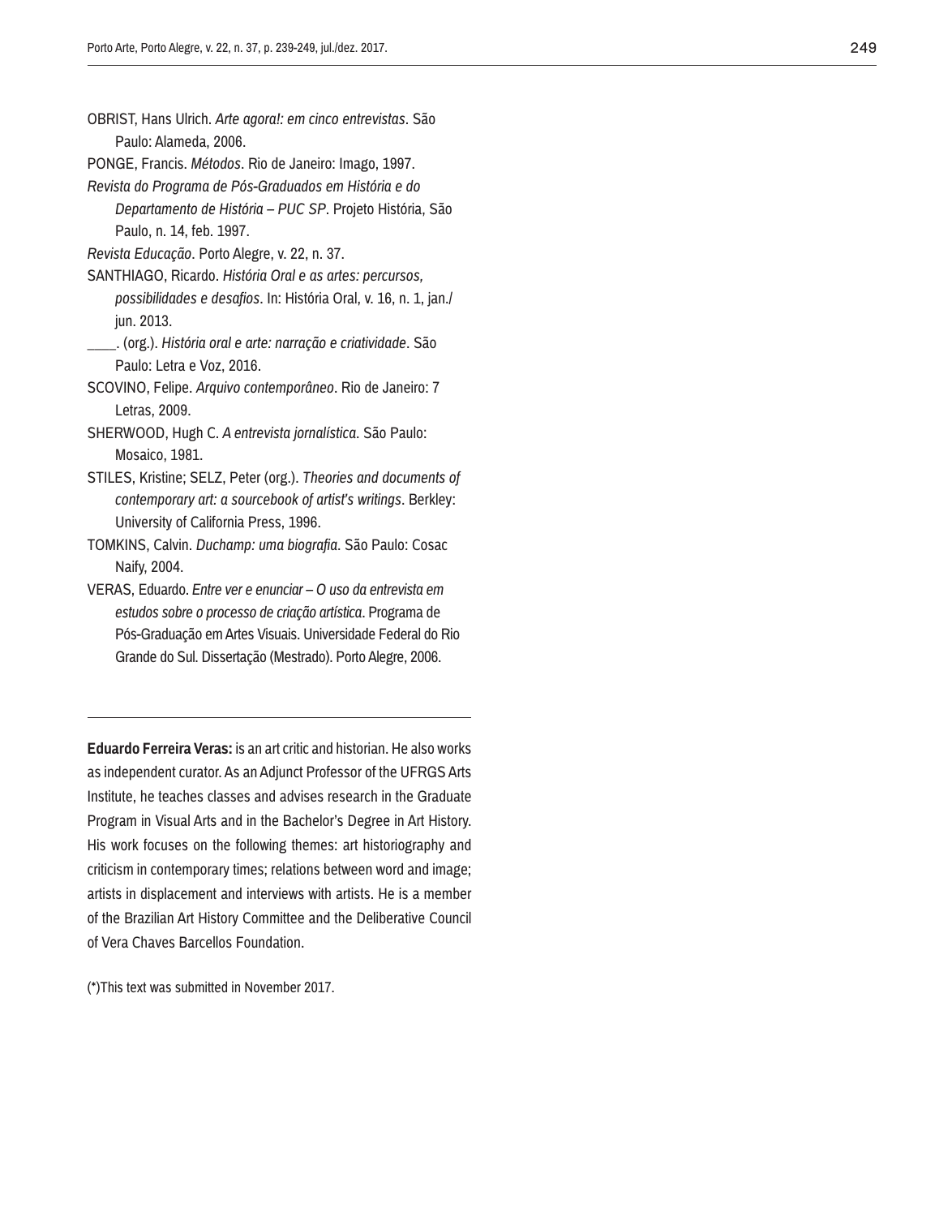OBRIST, Hans Ulrich. *Arte agora!: em cinco entrevistas*. São Paulo: Alameda, 2006.

PONGE, Francis. *Métodos*. Rio de Janeiro: Imago, 1997.

*Revista do Programa de Pós-Graduados em História e do Departamento de História – PUC SP*. Projeto História, São Paulo, n. 14, feb. 1997.

*Revista Educação*. Porto Alegre, v. 22, n. 37.

SANTHIAGO, Ricardo. *História Oral e as artes: percursos, possibilidades e desafios*. In: História Oral, v. 16, n. 1, jan./jun. 2013.

____. (org.). *História oral e arte: narração e criatividade*. São Paulo: Letra e Voz, 2016.

SCOVINO, Felipe. *Arquivo contemporâneo*. Rio de Janeiro: 7 Letras, 2009.

SHERWOOD, Hugh C. *A entrevista jornalística*. São Paulo: Mosaico, 1981.

STILES, Kristine; SELZ, Peter (org.). *Theories and documents of contemporary art: a sourcebook of artist's writings*. Berkley: University of California Press, 1996.

TOMKINS, Calvin. *Duchamp: uma biografia*. São Paulo: Cosac Naify, 2004.

VERAS, Eduardo. *Entre ver e enunciar – O uso da entrevista em estudos sobre o processo de criação artística*. Programa de Pós-Graduação em Artes Visuais. Universidade Federal do Rio Grande do Sul. Dissertação (Mestrado). Porto Alegre, 2006.

---

**Eduardo Ferreira Veras:** is an art critic and historian. He also works as independent curator. As an Adjunct Professor of the UFRGS Arts Institute, he teaches classes and advises research in the Graduate Program in Visual Arts and in the Bachelor's Degree in Art History. His work focuses on the following themes: art historiography and criticism in contemporary times; relations between word and image; artists in displacement and interviews with artists. He is a member of the Brazilian Art History Committee and the Deliberative Council of Vera Chaves Barcellos Foundation.

(*)This text was submitted in November 2017.